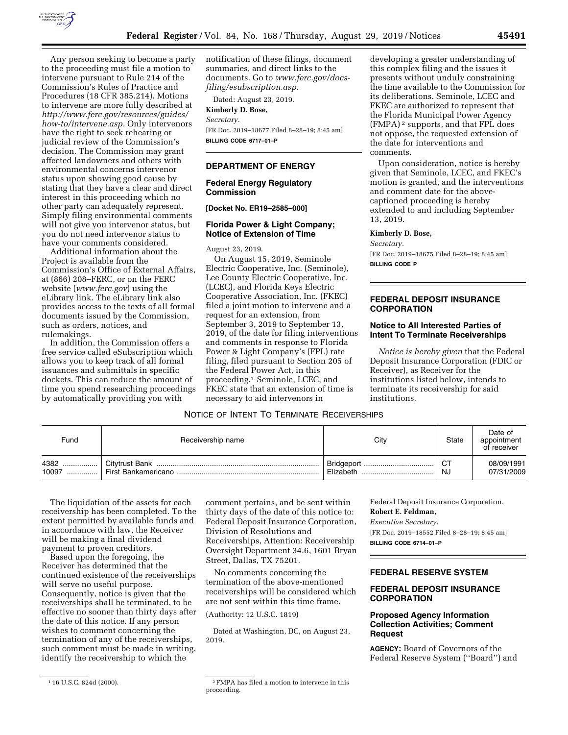Any person seeking to become a party to the proceeding must file a motion to intervene pursuant to Rule 214 of the Commission's Rules of Practice and Procedures (18 CFR 385.214). Motions to intervene are more fully described at *http://www.ferc.gov/resources/guides/how-to/intervene.asp.* Only intervenors have the right to seek rehearing or judicial review of the Commission's decision. The Commission may grant affected landowners and others with environmental concerns intervenor status upon showing good cause by stating that they have a clear and direct interest in this proceeding which no other party can adequately represent. Simply filing environmental comments will not give you intervenor status, but you do not need intervenor status to have your comments considered.

Additional information about the Project is available from the Commission's Office of External Affairs, at (866) 208–FERC, or on the FERC website (*www.ferc.gov*) using the eLibrary link. The eLibrary link also provides access to the texts of all formal documents issued by the Commission, such as orders, notices, and rulemakings.

In addition, the Commission offers a free service called eSubscription which allows you to keep track of all formal issuances and submittals in specific dockets. This can reduce the amount of time you spend researching proceedings by automatically providing you with notification of these filings, document summaries, and direct links to the documents. Go to *www.ferc.gov/docs-filing/esubscription.asp.*

Dated: August 23, 2019.

**Kimberly D. Bose,**

*Secretary.*

[FR Doc. 2019–18677 Filed 8–28–19; 8:45 am]

**BILLING CODE 6717–01–P**

## DEPARTMENT OF ENERGY

### Federal Energy Regulatory Commission

**[Docket No. ER19–2585–000]**

### Florida Power & Light Company; Notice of Extension of Time

August 23, 2019.

On August 15, 2019, Seminole Electric Cooperative, Inc. (Seminole), Lee County Electric Cooperative, Inc. (LCEC), and Florida Keys Electric Cooperative Association, Inc. (FKEC) filed a joint motion to intervene and a request for an extension, from September 3, 2019 to September 13, 2019, of the date for filing interventions and comments in response to Florida Power & Light Company's (FPL) rate filing, filed pursuant to Section 205 of the Federal Power Act, in this proceeding.[1] Seminole, LCEC, and FKEC state that an extension of time is necessary to aid intervenors in developing a greater understanding of this complex filing and the issues it presents without unduly constraining the time available to the Commission for its deliberations. Seminole, LCEC and FKEC are authorized to represent that the Florida Municipal Power Agency (FMPA)[2] supports, and that FPL does not oppose, the requested extension of the date for interventions and comments.

Upon consideration, notice is hereby given that Seminole, LCEC, and FKEC's motion is granted, and the interventions and comment date for the above-captioned proceeding is hereby extended to and including September 13, 2019.

**Kimberly D. Bose,**

*Secretary.*

[FR Doc. 2019–18675 Filed 8–28–19; 8:45 am]

**BILLING CODE P**

[1] 16 U.S.C. 824d (2000).

[2] FMPA has filed a motion to intervene in this proceeding.

## FEDERAL DEPOSIT INSURANCE CORPORATION

### Notice to All Interested Parties of Intent To Terminate Receiverships

*Notice is hereby given* that the Federal Deposit Insurance Corporation (FDIC or Receiver), as Receiver for the institutions listed below, intends to terminate its receivership for said institutions.

NOTICE OF INTENT TO TERMINATE RECEIVERSHIPS

| Fund | Receivership name | City | State | Date of appointment of receiver |
|---|---|---|---|---|
| 4382 | Citytrust Bank | Bridgeport | CT | 08/09/1991 |
| 10097 | First Bankamericano | Elizabeth | NJ | 07/31/2009 |

The liquidation of the assets for each receivership has been completed. To the extent permitted by available funds and in accordance with law, the Receiver will be making a final dividend payment to proven creditors.

Based upon the foregoing, the Receiver has determined that the continued existence of the receiverships will serve no useful purpose. Consequently, notice is given that the receiverships shall be terminated, to be effective no sooner than thirty days after the date of this notice. If any person wishes to comment concerning the termination of any of the receiverships, such comment must be made in writing, identify the receivership to which the comment pertains, and be sent within thirty days of the date of this notice to: Federal Deposit Insurance Corporation, Division of Resolutions and Receiverships, Attention: Receivership Oversight Department 34.6, 1601 Bryan Street, Dallas, TX 75201.

No comments concerning the termination of the above-mentioned receiverships will be considered which are not sent within this time frame.

(Authority: 12 U.S.C. 1819)

Dated at Washington, DC, on August 23, 2019.

Federal Deposit Insurance Corporation,

**Robert E. Feldman,**

*Executive Secretary.*

[FR Doc. 2019–18552 Filed 8–28–19; 8:45 am]

**BILLING CODE 6714–01–P**

## FEDERAL RESERVE SYSTEM

## FEDERAL DEPOSIT INSURANCE CORPORATION

### Proposed Agency Information Collection Activities; Comment Request

**AGENCY:** Board of Governors of the Federal Reserve System (''Board'') and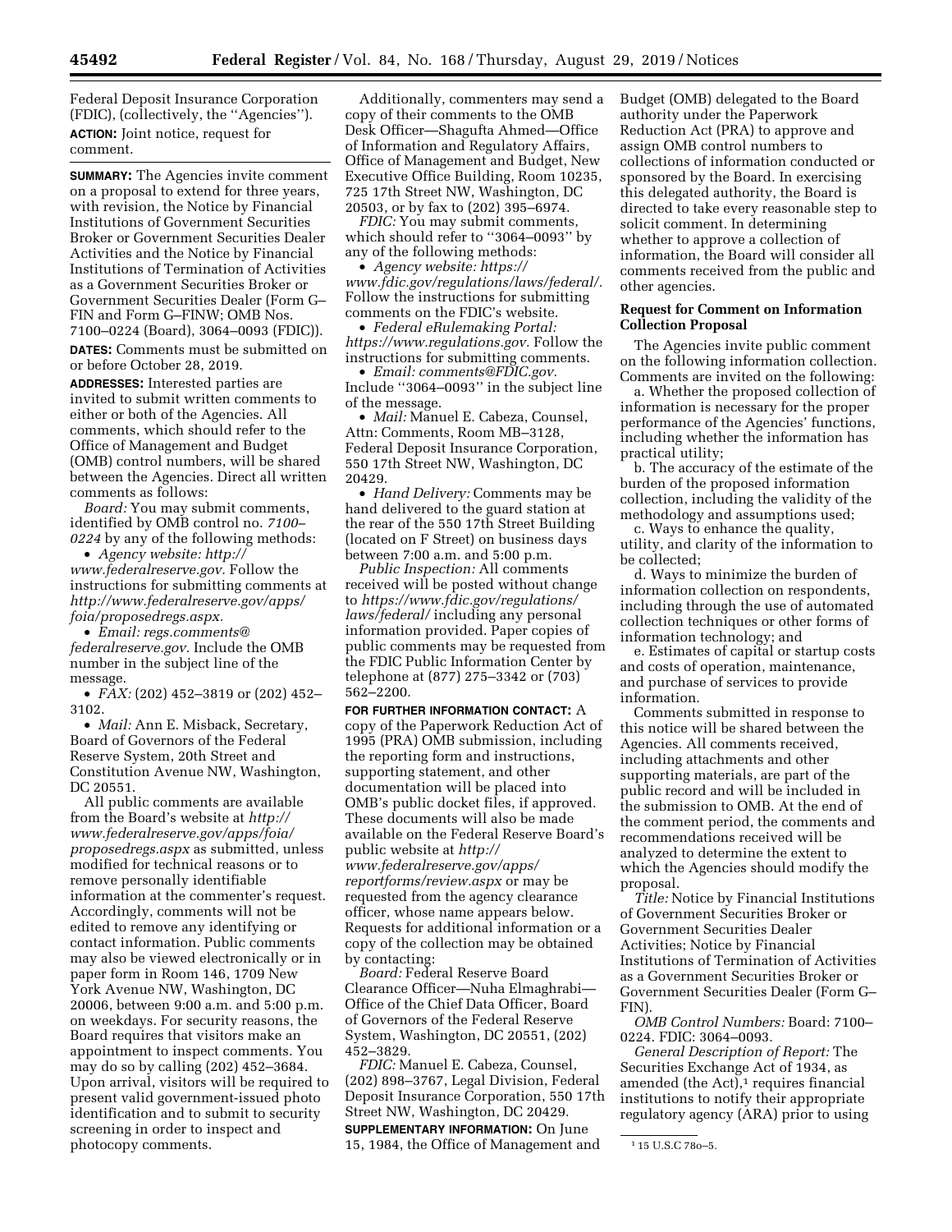Federal Deposit Insurance Corporation (FDIC), (collectively, the "Agencies").

**ACTION:** Joint notice, request for comment.

**SUMMARY:** The Agencies invite comment on a proposal to extend for three years, with revision, the Notice by Financial Institutions of Government Securities Broker or Government Securities Dealer Activities and the Notice by Financial Institutions of Termination of Activities as a Government Securities Broker or Government Securities Dealer (Form G–FIN and Form G–FINW; OMB Nos. 7100–0224 (Board), 3064–0093 (FDIC)).

**DATES:** Comments must be submitted on or before October 28, 2019.

**ADDRESSES:** Interested parties are invited to submit written comments to either or both of the Agencies. All comments, which should refer to the Office of Management and Budget (OMB) control numbers, will be shared between the Agencies. Direct all written comments as follows:

*Board:* You may submit comments, identified by OMB control no. *7100–0224* by any of the following methods:

- *Agency website: http://www.federalreserve.gov.* Follow the instructions for submitting comments at *http://www.federalreserve.gov/apps/foia/proposedregs.aspx.*
- *Email: regs.comments@federalreserve.gov.* Include the OMB number in the subject line of the message.
- *FAX:* (202) 452–3819 or (202) 452–3102.
- *Mail:* Ann E. Misback, Secretary, Board of Governors of the Federal Reserve System, 20th Street and Constitution Avenue NW, Washington, DC 20551.

All public comments are available from the Board's website at *http://www.federalreserve.gov/apps/foia/proposedregs.aspx* as submitted, unless modified for technical reasons or to remove personally identifiable information at the commenter's request. Accordingly, comments will not be edited to remove any identifying or contact information. Public comments may also be viewed electronically or in paper form in Room 146, 1709 New York Avenue NW, Washington, DC 20006, between 9:00 a.m. and 5:00 p.m. on weekdays. For security reasons, the Board requires that visitors make an appointment to inspect comments. You may do so by calling (202) 452–3684. Upon arrival, visitors will be required to present valid government-issued photo identification and to submit to security screening in order to inspect and photocopy comments.

Additionally, commenters may send a copy of their comments to the OMB Desk Officer—Shagufta Ahmed—Office of Information and Regulatory Affairs, Office of Management and Budget, New Executive Office Building, Room 10235, 725 17th Street NW, Washington, DC 20503, or by fax to (202) 395–6974.

*FDIC:* You may submit comments, which should refer to "3064–0093" by any of the following methods:

- *Agency website: https://www.fdic.gov/regulations/laws/federal/.* Follow the instructions for submitting comments on the FDIC's website.
- *Federal eRulemaking Portal: https://www.regulations.gov.* Follow the instructions for submitting comments.
- *Email: comments@FDIC.gov.* Include "3064–0093" in the subject line of the message.
- *Mail:* Manuel E. Cabeza, Counsel, Attn: Comments, Room MB–3128, Federal Deposit Insurance Corporation, 550 17th Street NW, Washington, DC 20429.
- *Hand Delivery:* Comments may be hand delivered to the guard station at the rear of the 550 17th Street Building (located on F Street) on business days between 7:00 a.m. and 5:00 p.m.

*Public Inspection:* All comments received will be posted without change to *https://www.fdic.gov/regulations/laws/federal/* including any personal information provided. Paper copies of public comments may be requested from the FDIC Public Information Center by telephone at (877) 275–3342 or (703) 562–2200.

**FOR FURTHER INFORMATION CONTACT:** A copy of the Paperwork Reduction Act of 1995 (PRA) OMB submission, including the reporting form and instructions, supporting statement, and other documentation will be placed into OMB's public docket files, if approved. These documents will also be made available on the Federal Reserve Board's public website at *http://www.federalreserve.gov/apps/reportforms/review.aspx* or may be requested from the agency clearance officer, whose name appears below. Requests for additional information or a copy of the collection may be obtained by contacting:

*Board:* Federal Reserve Board Clearance Officer—Nuha Elmaghrabi—Office of the Chief Data Officer, Board of Governors of the Federal Reserve System, Washington, DC 20551, (202) 452–3829.

*FDIC:* Manuel E. Cabeza, Counsel, (202) 898–3767, Legal Division, Federal Deposit Insurance Corporation, 550 17th Street NW, Washington, DC 20429.

**SUPPLEMENTARY INFORMATION:** On June 15, 1984, the Office of Management and Budget (OMB) delegated to the Board authority under the Paperwork Reduction Act (PRA) to approve and assign OMB control numbers to collections of information conducted or sponsored by the Board. In exercising this delegated authority, the Board is directed to take every reasonable step to solicit comment. In determining whether to approve a collection of information, the Board will consider all comments received from the public and other agencies.

## Request for Comment on Information Collection Proposal

The Agencies invite public comment on the following information collection. Comments are invited on the following:

a. Whether the proposed collection of information is necessary for the proper performance of the Agencies' functions, including whether the information has practical utility;

b. The accuracy of the estimate of the burden of the proposed information collection, including the validity of the methodology and assumptions used;

c. Ways to enhance the quality, utility, and clarity of the information to be collected;

d. Ways to minimize the burden of information collection on respondents, including through the use of automated collection techniques or other forms of information technology; and

e. Estimates of capital or startup costs and costs of operation, maintenance, and purchase of services to provide information.

Comments submitted in response to this notice will be shared between the Agencies. All comments received, including attachments and other supporting materials, are part of the public record and will be included in the submission to OMB. At the end of the comment period, the comments and recommendations received will be analyzed to determine the extent to which the Agencies should modify the proposal.

*Title:* Notice by Financial Institutions of Government Securities Broker or Government Securities Dealer Activities; Notice by Financial Institutions of Termination of Activities as a Government Securities Broker or Government Securities Dealer (Form G–FIN).

*OMB Control Numbers:* Board: 7100–0224. FDIC: 3064–0093.

*General Description of Report:* The Securities Exchange Act of 1934, as amended (the Act),[1] requires financial institutions to notify their appropriate regulatory agency (ARA) prior to using

[1] 15 U.S.C 78o–5.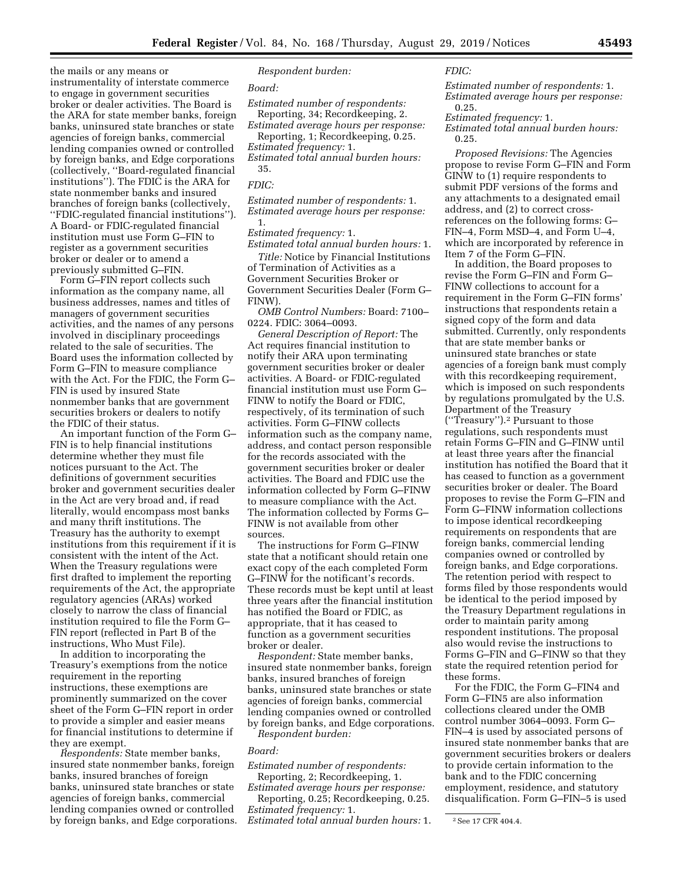the mails or any means or instrumentality of interstate commerce to engage in government securities broker or dealer activities. The Board is the ARA for state member banks, foreign banks, uninsured state branches or state agencies of foreign banks, commercial lending companies owned or controlled by foreign banks, and Edge corporations (collectively, ''Board-regulated financial institutions''). The FDIC is the ARA for state nonmember banks and insured branches of foreign banks (collectively, ''FDIC-regulated financial institutions''). A Board- or FDIC-regulated financial institution must use Form G–FIN to register as a government securities broker or dealer or to amend a previously submitted G–FIN.

Form G–FIN report collects such information as the company name, all business addresses, names and titles of managers of government securities activities, and the names of any persons involved in disciplinary proceedings related to the sale of securities. The Board uses the information collected by Form G–FIN to measure compliance with the Act. For the FDIC, the Form G–FIN is used by insured State nonmember banks that are government securities brokers or dealers to notify the FDIC of their status.

An important function of the Form G–FIN is to help financial institutions determine whether they must file notices pursuant to the Act. The definitions of government securities broker and government securities dealer in the Act are very broad and, if read literally, would encompass most banks and many thrift institutions. The Treasury has the authority to exempt institutions from this requirement if it is consistent with the intent of the Act. When the Treasury regulations were first drafted to implement the reporting requirements of the Act, the appropriate regulatory agencies (ARAs) worked closely to narrow the class of financial institution required to file the Form G–FIN report (reflected in Part B of the instructions, Who Must File).

In addition to incorporating the Treasury's exemptions from the notice requirement in the reporting instructions, these exemptions are prominently summarized on the cover sheet of the Form G–FIN report in order to provide a simpler and easier means for financial institutions to determine if they are exempt.

*Respondents:* State member banks, insured state nonmember banks, foreign banks, insured branches of foreign banks, uninsured state branches or state agencies of foreign banks, commercial lending companies owned or controlled by foreign banks, and Edge corporations.

*Respondent burden:*

*Board:*

*Estimated number of respondents:* Reporting, 34; Recordkeeping, 2.
*Estimated average hours per response:* Reporting, 1; Recordkeeping, 0.25.
*Estimated frequency:* 1.
*Estimated total annual burden hours:* 35.

*FDIC:*

*Estimated number of respondents:* 1.
*Estimated average hours per response:* 1.
*Estimated frequency:* 1.
*Estimated total annual burden hours:* 1.

*Title:* Notice by Financial Institutions of Termination of Activities as a Government Securities Broker or Government Securities Dealer (Form G–FINW).

*OMB Control Numbers:* Board: 7100–0224. FDIC: 3064–0093.

*General Description of Report:* The Act requires financial institution to notify their ARA upon terminating government securities broker or dealer activities. A Board- or FDIC-regulated financial institution must use Form G–FINW to notify the Board or FDIC, respectively, of its termination of such activities. Form G–FINW collects information such as the company name, address, and contact person responsible for the records associated with the government securities broker or dealer activities. The Board and FDIC use the information collected by Form G–FINW to measure compliance with the Act. The information collected by Forms G–FINW is not available from other sources.

The instructions for Form G–FINW state that a notificant should retain one exact copy of the each completed Form G–FINW for the notificant's records. These records must be kept until at least three years after the financial institution has notified the Board or FDIC, as appropriate, that it has ceased to function as a government securities broker or dealer.

*Respondent:* State member banks, insured state nonmember banks, foreign banks, insured branches of foreign banks, uninsured state branches or state agencies of foreign banks, commercial lending companies owned or controlled by foreign banks, and Edge corporations.

*Respondent burden:*

*Board:*

*Estimated number of respondents:* Reporting, 2; Recordkeeping, 1.
*Estimated average hours per response:* Reporting, 0.25; Recordkeeping, 0.25.
*Estimated frequency:* 1.
*Estimated total annual burden hours:* 1.

*FDIC:*

*Estimated number of respondents:* 1.
*Estimated average hours per response:* 0.25.
*Estimated frequency:* 1.
*Estimated total annual burden hours:* 0.25.

*Proposed Revisions:* The Agencies propose to revise Form G–FIN and Form GINW to (1) require respondents to submit PDF versions of the forms and any attachments to a designated email address, and (2) to correct cross-references on the following forms: G–FIN–4, Form MSD–4, and Form U–4, which are incorporated by reference in Item 7 of the Form G–FIN.

In addition, the Board proposes to revise the Form G–FIN and Form G–FINW collections to account for a requirement in the Form G–FIN forms' instructions that respondents retain a signed copy of the form and data submitted. Currently, only respondents that are state member banks or uninsured state branches or state agencies of a foreign bank must comply with this recordkeeping requirement, which is imposed on such respondents by regulations promulgated by the U.S. Department of the Treasury (''Treasury'').[2] Pursuant to those regulations, such respondents must retain Forms G–FIN and G–FINW until at least three years after the financial institution has notified the Board that it has ceased to function as a government securities broker or dealer. The Board proposes to revise the Form G–FIN and Form G–FINW information collections to impose identical recordkeeping requirements on respondents that are foreign banks, commercial lending companies owned or controlled by foreign banks, and Edge corporations. The retention period with respect to forms filed by those respondents would be identical to the period imposed by the Treasury Department regulations in order to maintain parity among respondent institutions. The proposal also would revise the instructions to Forms G–FIN and G–FINW so that they state the required retention period for these forms.

For the FDIC, the Form G–FIN4 and Form G–FIN5 are also information collections cleared under the OMB control number 3064–0093. Form G–FIN–4 is used by associated persons of insured state nonmember banks that are government securities brokers or dealers to provide certain information to the bank and to the FDIC concerning employment, residence, and statutory disqualification. Form G–FIN–5 is used

[2] See 17 CFR 404.4.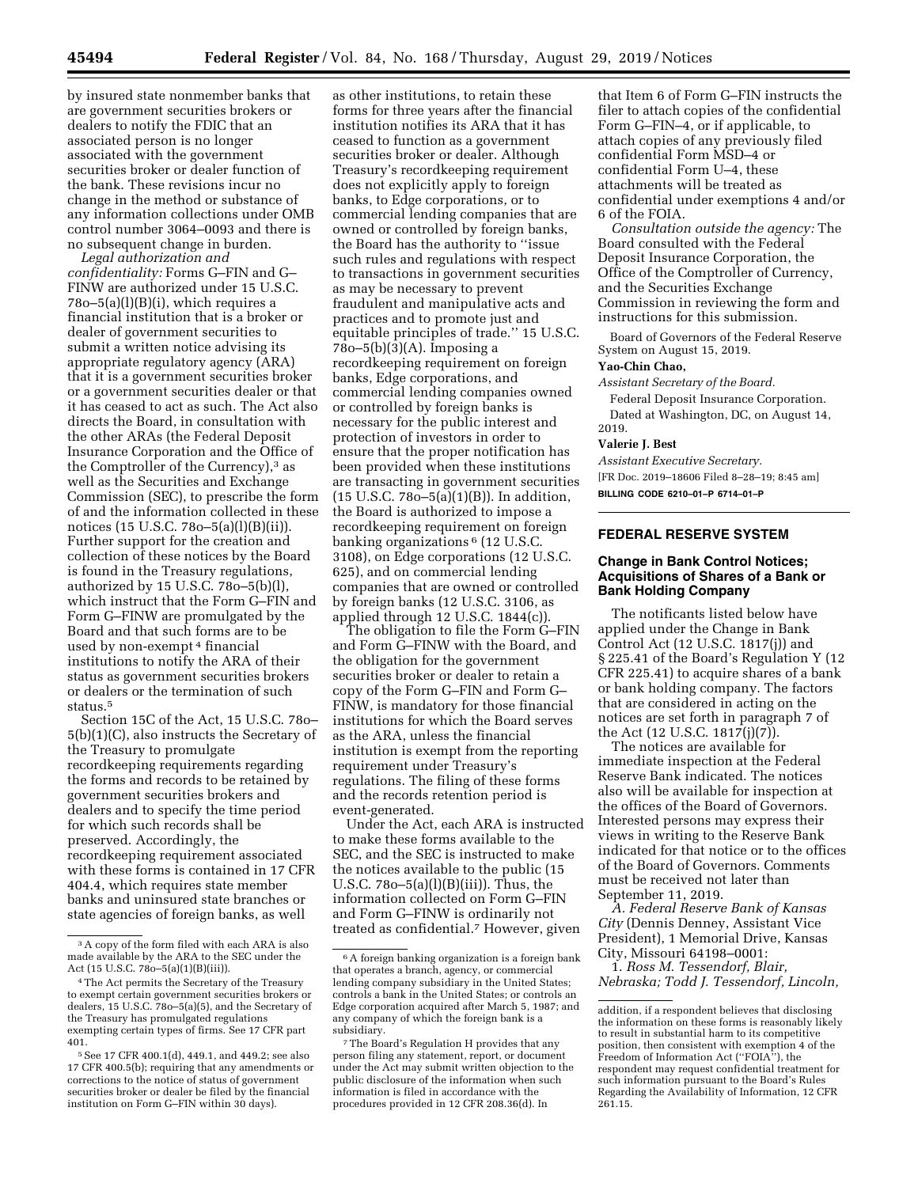by insured state nonmember banks that are government securities brokers or dealers to notify the FDIC that an associated person is no longer associated with the government securities broker or dealer function of the bank. These revisions incur no change in the method or substance of any information collections under OMB control number 3064–0093 and there is no subsequent change in burden.

*Legal authorization and confidentiality:* Forms G–FIN and G–FINW are authorized under 15 U.S.C. 78o–5(a)(l)(B)(i), which requires a financial institution that is a broker or dealer of government securities to submit a written notice advising its appropriate regulatory agency (ARA) that it is a government securities broker or a government securities dealer or that it has ceased to act as such. The Act also directs the Board, in consultation with the other ARAs (the Federal Deposit Insurance Corporation and the Office of the Comptroller of the Currency),[3] as well as the Securities and Exchange Commission (SEC), to prescribe the form of and the information collected in these notices (15 U.S.C. 78o–5(a)(l)(B)(ii)). Further support for the creation and collection of these notices by the Board is found in the Treasury regulations, authorized by 15 U.S.C. 78o–5(b)(l), which instruct that the Form G–FIN and Form G–FINW are promulgated by the Board and that such forms are to be used by non-exempt[4] financial institutions to notify the ARA of their status as government securities brokers or dealers or the termination of such status.[5]

Section 15C of the Act, 15 U.S.C. 78o–5(b)(1)(C), also instructs the Secretary of the Treasury to promulgate recordkeeping requirements regarding the forms and records to be retained by government securities brokers and dealers and to specify the time period for which such records shall be preserved. Accordingly, the recordkeeping requirement associated with these forms is contained in 17 CFR 404.4, which requires state member banks and uninsured state branches or state agencies of foreign banks, as well as other institutions, to retain these forms for three years after the financial institution notifies its ARA that it has ceased to function as a government securities broker or dealer. Although Treasury's recordkeeping requirement does not explicitly apply to foreign banks, to Edge corporations, or to commercial lending companies that are owned or controlled by foreign banks, the Board has the authority to ''issue such rules and regulations with respect to transactions in government securities as may be necessary to prevent fraudulent and manipulative acts and practices and to promote just and equitable principles of trade.'' 15 U.S.C. 78o–5(b)(3)(A). Imposing a recordkeeping requirement on foreign banks, Edge corporations, and commercial lending companies owned or controlled by foreign banks is necessary for the public interest and protection of investors in order to ensure that the proper notification has been provided when these institutions are transacting in government securities (15 U.S.C. 78o–5(a)(1)(B)). In addition, the Board is authorized to impose a recordkeeping requirement on foreign banking organizations[6] (12 U.S.C. 3108), on Edge corporations (12 U.S.C. 625), and on commercial lending companies that are owned or controlled by foreign banks (12 U.S.C. 3106, as applied through 12 U.S.C. 1844(c)).

The obligation to file the Form G–FIN and Form G–FINW with the Board, and the obligation for the government securities broker or dealer to retain a copy of the Form G–FIN and Form G–FINW, is mandatory for those financial institutions for which the Board serves as the ARA, unless the financial institution is exempt from the reporting requirement under Treasury's regulations. The filing of these forms and the records retention period is event-generated.

Under the Act, each ARA is instructed to make these forms available to the SEC, and the SEC is instructed to make the notices available to the public (15 U.S.C. 78o–5(a)(l)(B)(iii)). Thus, the information collected on Form G–FIN and Form G–FINW is ordinarily not treated as confidential.[7] However, given that Item 6 of Form G–FIN instructs the filer to attach copies of the confidential Form G–FIN–4, or if applicable, to attach copies of any previously filed confidential Form MSD–4 or confidential Form U–4, these attachments will be treated as confidential under exemptions 4 and/or 6 of the FOIA.

*Consultation outside the agency:* The Board consulted with the Federal Deposit Insurance Corporation, the Office of the Comptroller of Currency, and the Securities Exchange Commission in reviewing the form and instructions for this submission.

Board of Governors of the Federal Reserve System on August 15, 2019.

**Yao-Chin Chao,**

*Assistant Secretary of the Board.*

Federal Deposit Insurance Corporation.

Dated at Washington, DC, on August 14, 2019.

**Valerie J. Best**

*Assistant Executive Secretary.*

[FR Doc. 2019–18606 Filed 8–28–19; 8:45 am]

**BILLING CODE 6210–01–P 6714–01–P**

---

[3] A copy of the form filed with each ARA is also made available by the ARA to the SEC under the Act (15 U.S.C. 78o–5(a)(1)(B)(iii)).

[4] The Act permits the Secretary of the Treasury to exempt certain government securities brokers or dealers, 15 U.S.C. 78o–5(a)(5), and the Secretary of the Treasury has promulgated regulations exempting certain types of firms. See 17 CFR part 401.

[5] See 17 CFR 400.1(d), 449.1, and 449.2; see also 17 CFR 400.5(b); requiring that any amendments or corrections to the notice of status of government securities broker or dealer be filed by the financial institution on Form G–FIN within 30 days).

[6] A foreign banking organization is a foreign bank that operates a branch, agency, or commercial lending company subsidiary in the United States; controls a bank in the United States; or controls an Edge corporation acquired after March 5, 1987; and any company of which the foreign bank is a subsidiary.

[7] The Board's Regulation H provides that any person filing any statement, report, or document under the Act may submit written objection to the public disclosure of the information when such information is filed in accordance with the procedures provided in 12 CFR 208.36(d). In addition, if a respondent believes that disclosing the information on these forms is reasonably likely to result in substantial harm to its competitive position, then consistent with exemption 4 of the Freedom of Information Act (''FOIA''), the respondent may request confidential treatment for such information pursuant to the Board's Rules Regarding the Availability of Information, 12 CFR 261.15.

---

## FEDERAL RESERVE SYSTEM

### Change in Bank Control Notices; Acquisitions of Shares of a Bank or Bank Holding Company

The notificants listed below have applied under the Change in Bank Control Act (12 U.S.C. 1817(j)) and § 225.41 of the Board's Regulation Y (12 CFR 225.41) to acquire shares of a bank or bank holding company. The factors that are considered in acting on the notices are set forth in paragraph 7 of the Act (12 U.S.C. 1817(j)(7)).

The notices are available for immediate inspection at the Federal Reserve Bank indicated. The notices also will be available for inspection at the offices of the Board of Governors. Interested persons may express their views in writing to the Reserve Bank indicated for that notice or to the offices of the Board of Governors. Comments must be received not later than September 11, 2019.

*A. Federal Reserve Bank of Kansas City* (Dennis Denney, Assistant Vice President), 1 Memorial Drive, Kansas City, Missouri 64198–0001:

1. *Ross M. Tessendorf, Blair, Nebraska; Todd J. Tessendorf, Lincoln,*